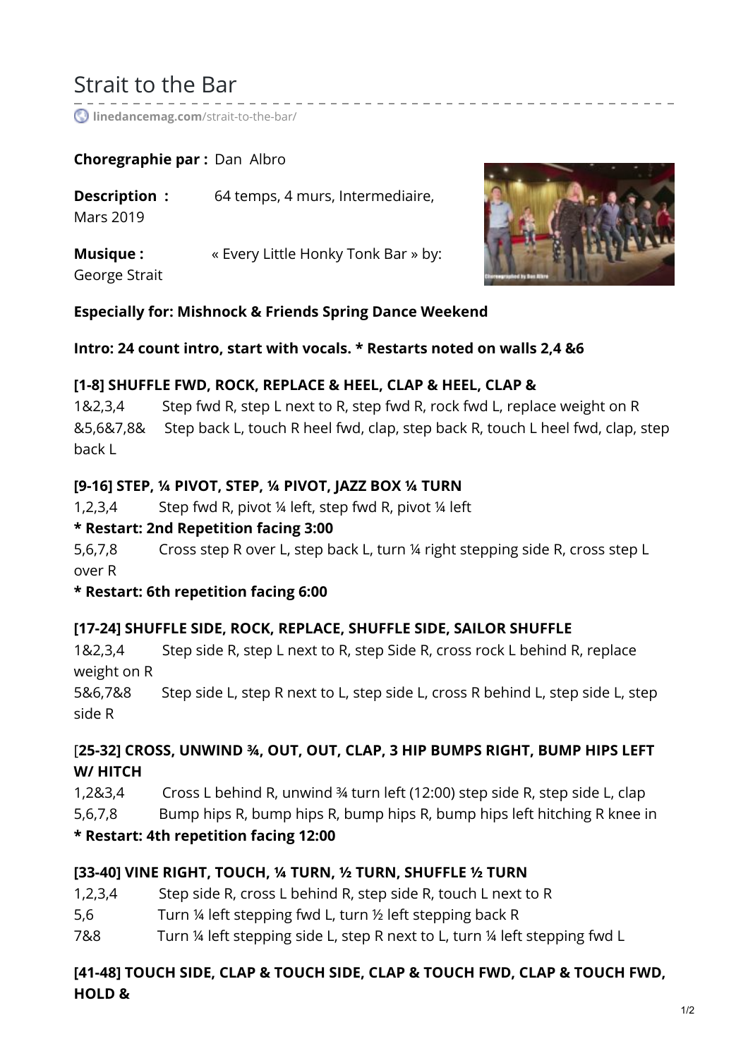# Strait to the Bar

linedancemag.com/strait-to-the-bar/

**Choregraphie par :** Dan Albro

**Description :** 64 temps, 4 murs, Intermediaire, Mars 2019

**Musique :** « Every Little Honky Tonk Bar » by: George Strait

**Especially for: Mishnock & Friends Spring Dance Weekend**

**Intro: 24 count intro, start with vocals. * Restarts noted on walls 2,4 &6**

**[1-8] SHUFFLE FWD, ROCK, REPLACE & HEEL, CLAP & HEEL, CLAP &**

1&2,3,4 Step fwd R, step L next to R, step fwd R, rock fwd L, replace weight on R

&5,6&7,8& Step back L, touch R heel fwd, clap, step back R, touch L heel fwd, clap, step back L

**[9-16] STEP, ¼ PIVOT, STEP, ¼ PIVOT, JAZZ BOX ¼ TURN**

1,2,3,4 Step fwd R, pivot ¼ left, step fwd R, pivot ¼ left

**\* Restart: 2nd Repetition facing 3:00**

5,6,7,8 Cross step R over L, step back L, turn ¼ right stepping side R, cross step L over R

**\* Restart: 6th repetition facing 6:00**

**[17-24] SHUFFLE SIDE, ROCK, REPLACE, SHUFFLE SIDE, SAILOR SHUFFLE**

1&2,3,4 Step side R, step L next to R, step Side R, cross rock L behind R, replace weight on R

5&6,7&8 Step side L, step R next to L, step side L, cross R behind L, step side L, step side R

[**25-32] CROSS, UNWIND ¾, OUT, OUT, CLAP, 3 HIP BUMPS RIGHT, BUMP HIPS LEFT W/ HITCH**

1,2&3,4 Cross L behind R, unwind ¾ turn left (12:00) step side R, step side L, clap

5,6,7,8 Bump hips R, bump hips R, bump hips R, bump hips left hitching R knee in

**\* Restart: 4th repetition facing 12:00**

**[33-40] VINE RIGHT, TOUCH, ¼ TURN, ½ TURN, SHUFFLE ½ TURN**

1,2,3,4 Step side R, cross L behind R, step side R, touch L next to R

5,6 Turn ¼ left stepping fwd L, turn ½ left stepping back R

7&8 Turn ¼ left stepping side L, step R next to L, turn ¼ left stepping fwd L

**[41-48] TOUCH SIDE, CLAP & TOUCH SIDE, CLAP & TOUCH FWD, CLAP & TOUCH FWD, HOLD &**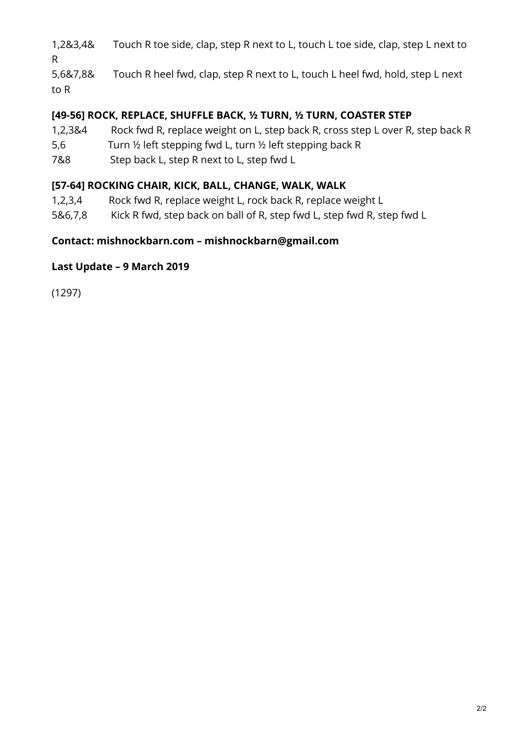1,2&3,4& Touch R toe side, clap, step R next to L, touch L toe side, clap, step L next to R

5,6&7,8& Touch R heel fwd, clap, step R next to L, touch L heel fwd, hold, step L next to R

**[49-56] ROCK, REPLACE, SHUFFLE BACK, ½ TURN, ½ TURN, COASTER STEP**

1,2,3&4 Rock fwd R, replace weight on L, step back R, cross step L over R, step back R

5,6 Turn ½ left stepping fwd L, turn ½ left stepping back R

7&8 Step back L, step R next to L, step fwd L

**[57-64] ROCKING CHAIR, KICK, BALL, CHANGE, WALK, WALK**

1,2,3,4 Rock fwd R, replace weight L, rock back R, replace weight L

5&6,7,8 Kick R fwd, step back on ball of R, step fwd L, step fwd R, step fwd L

**Contact: mishnockbarn.com – mishnockbarn@gmail.com**

**Last Update – 9 March 2019**

(1297)